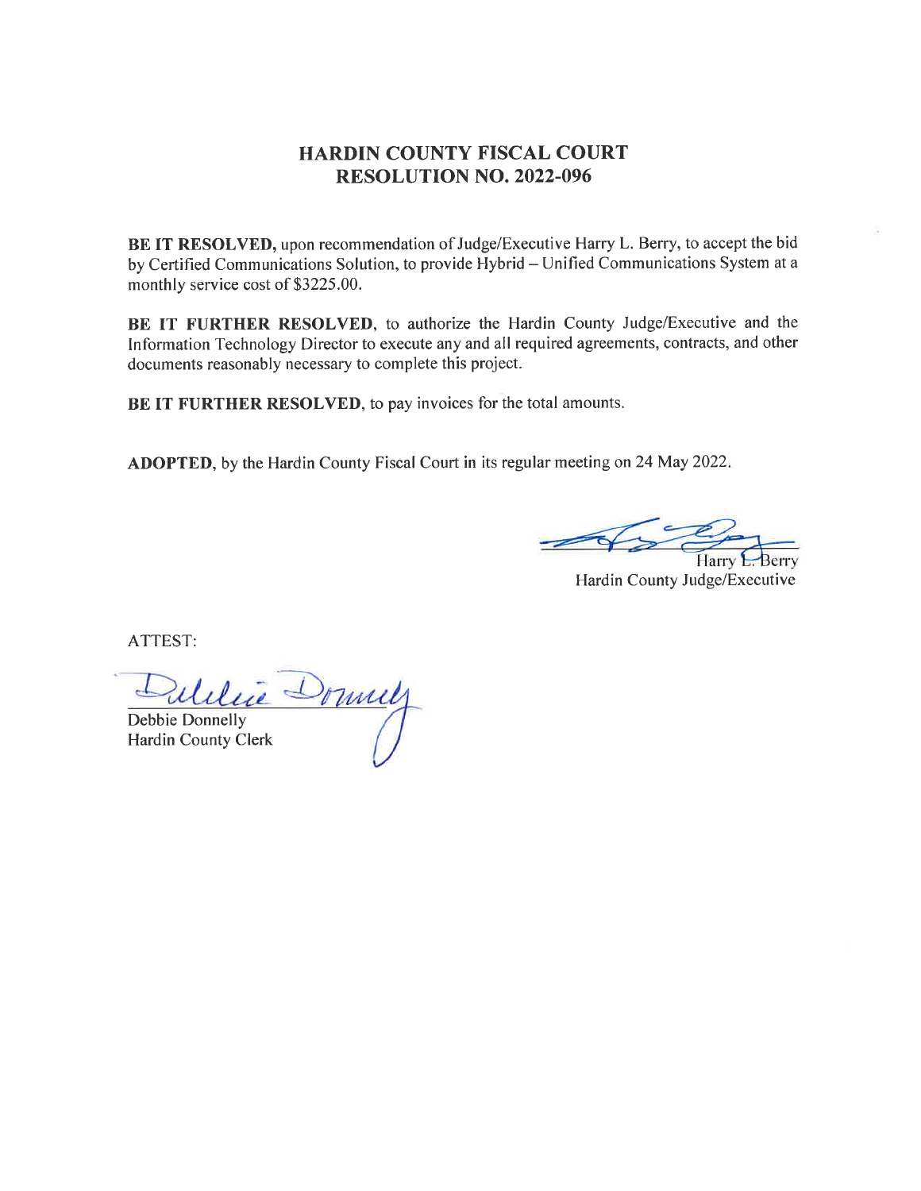# HARDIN COUNTY FISCAL COURT
# RESOLUTION NO. 2022-096

**BE IT RESOLVED,** upon recommendation of Judge/Executive Harry L. Berry, to accept the bid by Certified Communications Solution, to provide Hybrid – Unified Communications System at a monthly service cost of $3225.00.

**BE IT FURTHER RESOLVED**, to authorize the Hardin County Judge/Executive and the Information Technology Director to execute any and all required agreements, contracts, and other documents reasonably necessary to complete this project.

**BE IT FURTHER RESOLVED**, to pay invoices for the total amounts.

**ADOPTED**, by the Hardin County Fiscal Court in its regular meeting on 24 May 2022.

Harry L. Berry
Hardin County Judge/Executive

ATTEST:

Debbie Donnelly
Hardin County Clerk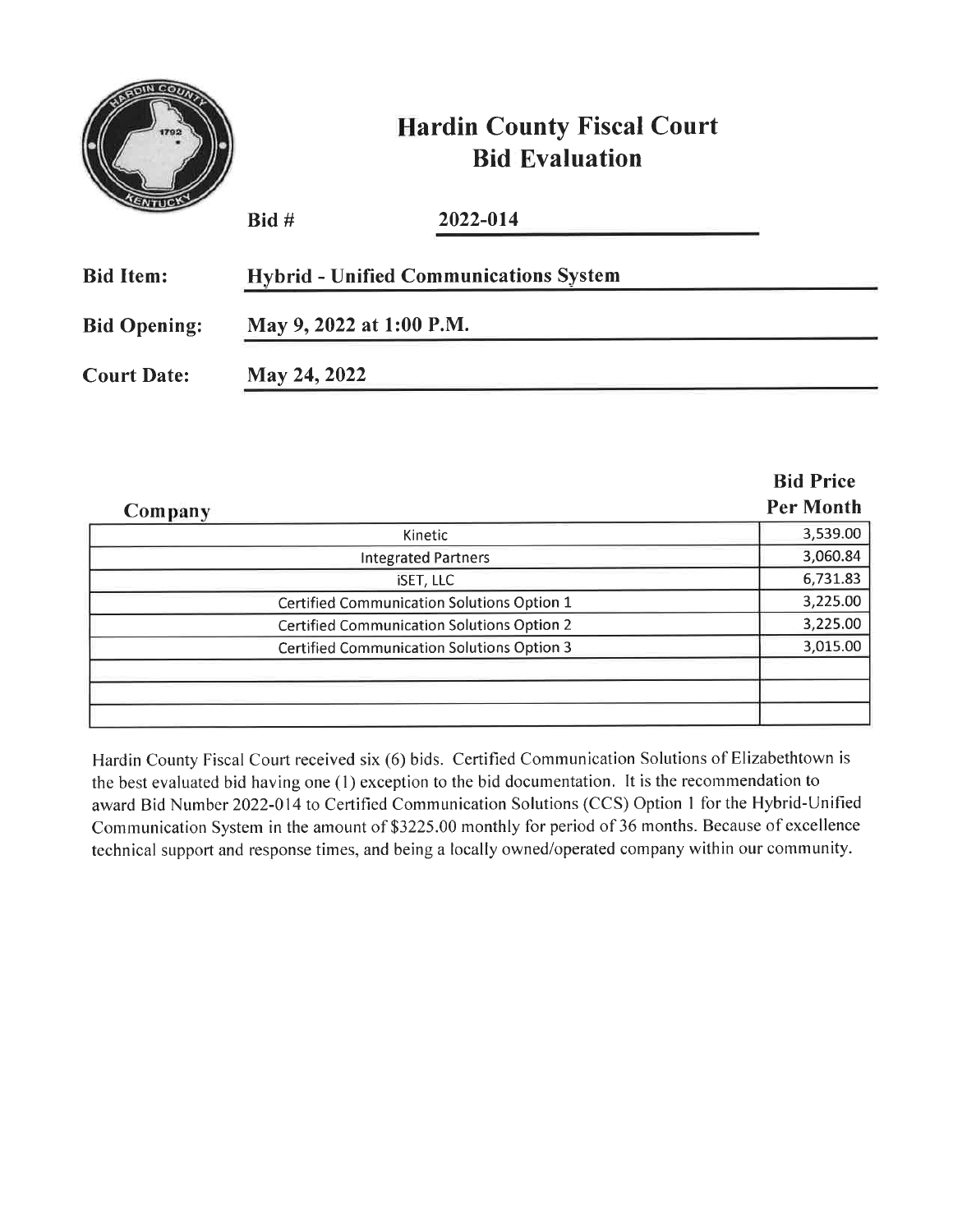# Hardin County Fiscal Court
## Bid Evaluation

**Bid #** **2022-014**

**Bid Item:** **Hybrid - Unified Communications System**

**Bid Opening:** **May 9, 2022 at 1:00 P.M.**

**Court Date:** **May 24, 2022**

| Company | Bid Price Per Month |
|---|---|
| Kinetic | 3,539.00 |
| Integrated Partners | 3,060.84 |
| iSET, LLC | 6,731.83 |
| Certified Communication Solutions Option 1 | 3,225.00 |
| Certified Communication Solutions Option 2 | 3,225.00 |
| Certified Communication Solutions Option 3 | 3,015.00 |
| | |
| | |
| | |

Hardin County Fiscal Court received six (6) bids. Certified Communication Solutions of Elizabethtown is the best evaluated bid having one (1) exception to the bid documentation. It is the recommendation to award Bid Number 2022-014 to Certified Communication Solutions (CCS) Option 1 for the Hybrid-Unified Communication System in the amount of $3225.00 monthly for period of 36 months. Because of excellence technical support and response times, and being a locally owned/operated company within our community.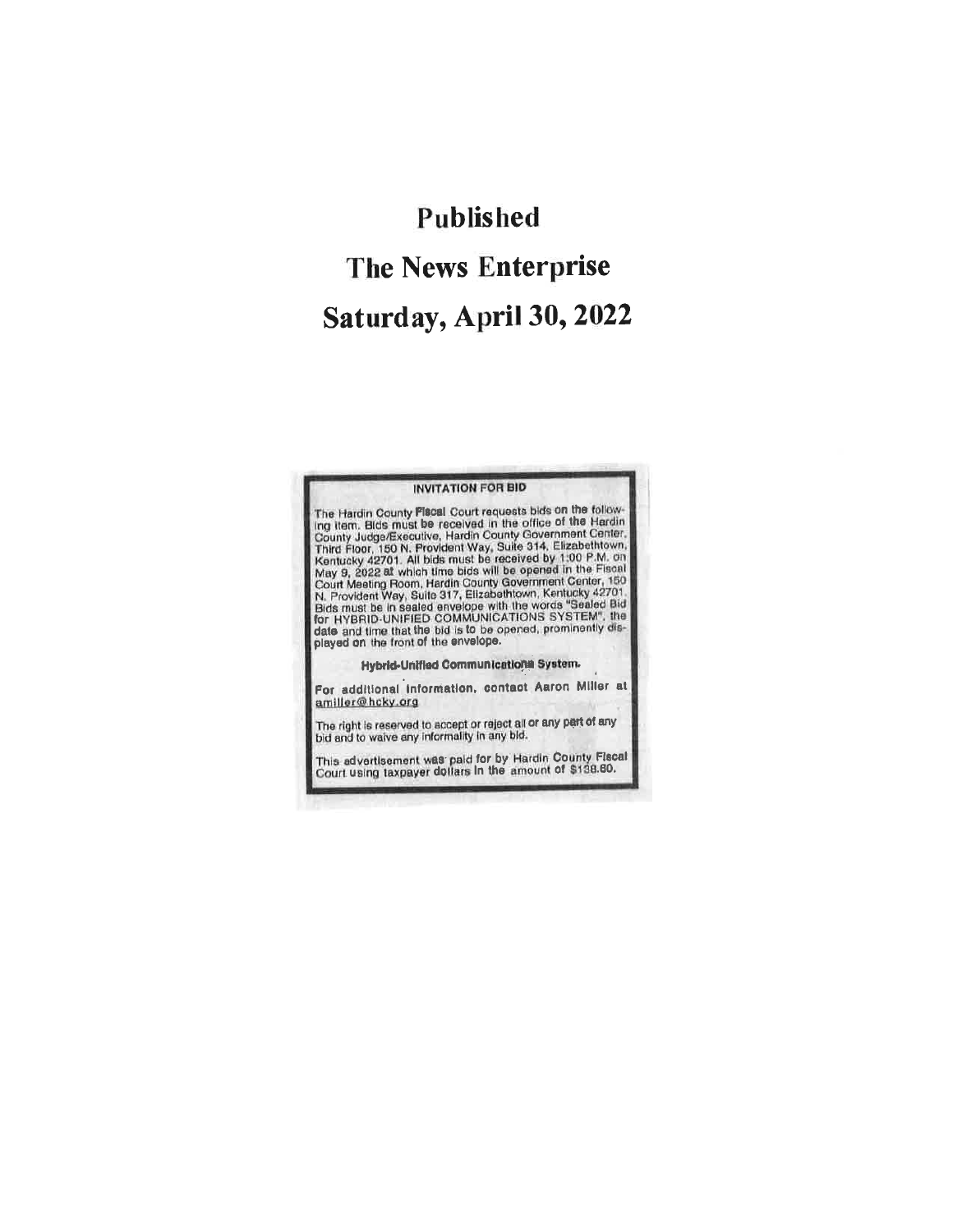# Published

# The News Enterprise

# Saturday, April 30, 2022

**INVITATION FOR BID**

The Hardin County Fiscal Court requests bids on the following item. Bids must be received in the office of the Hardin County Judge/Executive, Hardin County Government Center, Third Floor, 150 N. Provident Way, Suite 314, Elizabethtown, Kentucky 42701. All bids must be received by 1:00 P.M. on May 9, 2022 at which time bids will be opened in the Fiscal Court Meeting Room, Hardin County Government Center, 150 N. Provident Way, Suite 317, Elizabethtown, Kentucky 42701. Bids must be in sealed envelope with the words "Sealed Bid for HYBRID-UNIFIED COMMUNICATIONS SYSTEM", the date and time that the bid is to be opened, prominently displayed on the front of the envelope.

**Hybrid-Unified Communications System.**

For additional information, contact Aaron Miller at amiller@hcky.org

The right is reserved to accept or reject all or any part of any bid and to waive any informality in any bid.

This advertisement was paid for by Hardin County Fiscal Court using taxpayer dollars in the amount of $138.80.